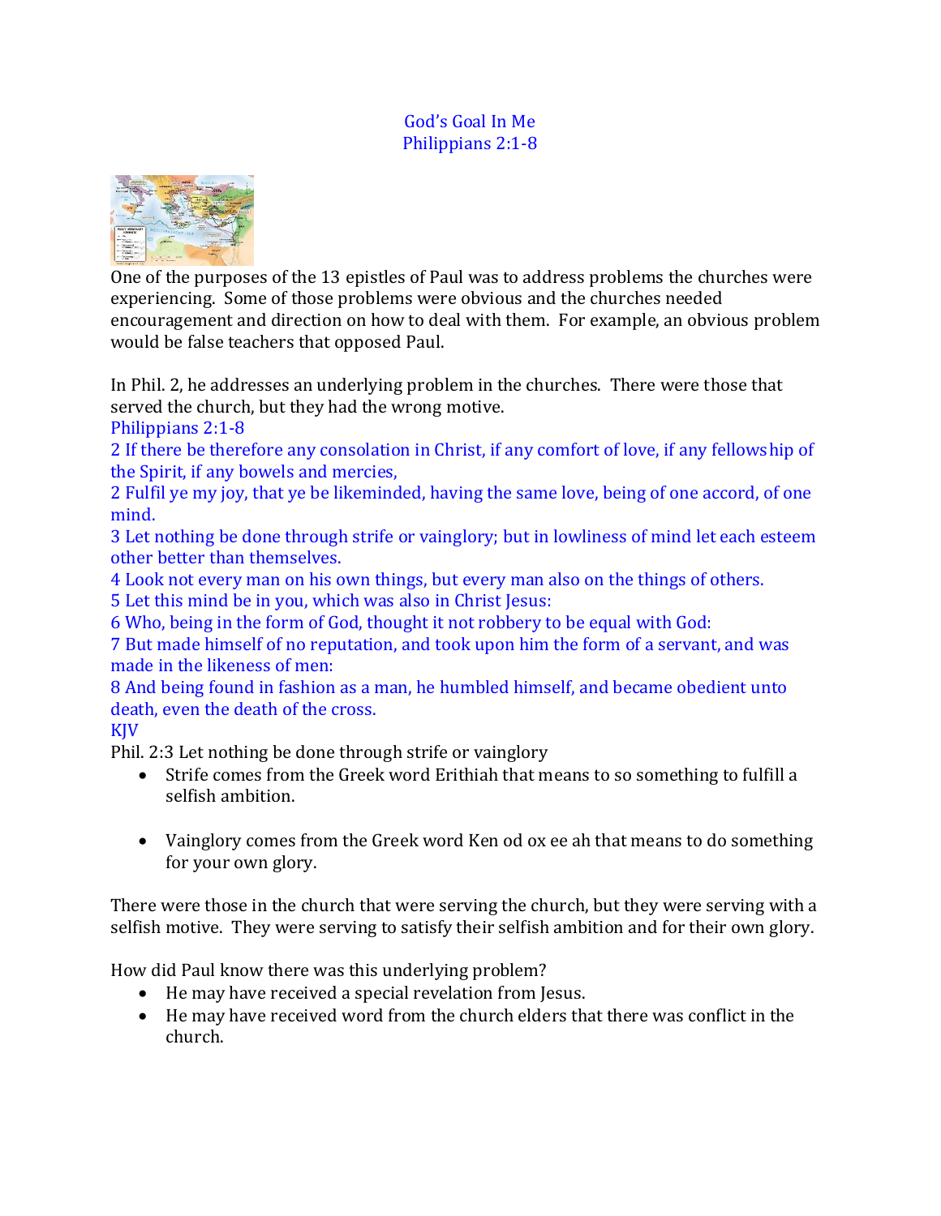# God's Goal In Me
## Philippians 2:1-8

One of the purposes of the 13 epistles of Paul was to address problems the churches were experiencing. Some of those problems were obvious and the churches needed encouragement and direction on how to deal with them. For example, an obvious problem would be false teachers that opposed Paul.

In Phil. 2, he addresses an underlying problem in the churches. There were those that served the church, but they had the wrong motive.

Philippians 2:1-8
2 If there be therefore any consolation in Christ, if any comfort of love, if any fellowship of the Spirit, if any bowels and mercies,
2 Fulfil ye my joy, that ye be likeminded, having the same love, being of one accord, of one mind.
3 Let nothing be done through strife or vainglory; but in lowliness of mind let each esteem other better than themselves.
4 Look not every man on his own things, but every man also on the things of others.
5 Let this mind be in you, which was also in Christ Jesus:
6 Who, being in the form of God, thought it not robbery to be equal with God:
7 But made himself of no reputation, and took upon him the form of a servant, and was made in the likeness of men:
8 And being found in fashion as a man, he humbled himself, and became obedient unto death, even the death of the cross.
KJV

Phil. 2:3 Let nothing be done through strife or vainglory

- Strife comes from the Greek word Erithiah that means to so something to fulfill a selfish ambition.

- Vainglory comes from the Greek word Ken od ox ee ah that means to do something for your own glory.

There were those in the church that were serving the church, but they were serving with a selfish motive. They were serving to satisfy their selfish ambition and for their own glory.

How did Paul know there was this underlying problem?

- He may have received a special revelation from Jesus.
- He may have received word from the church elders that there was conflict in the church.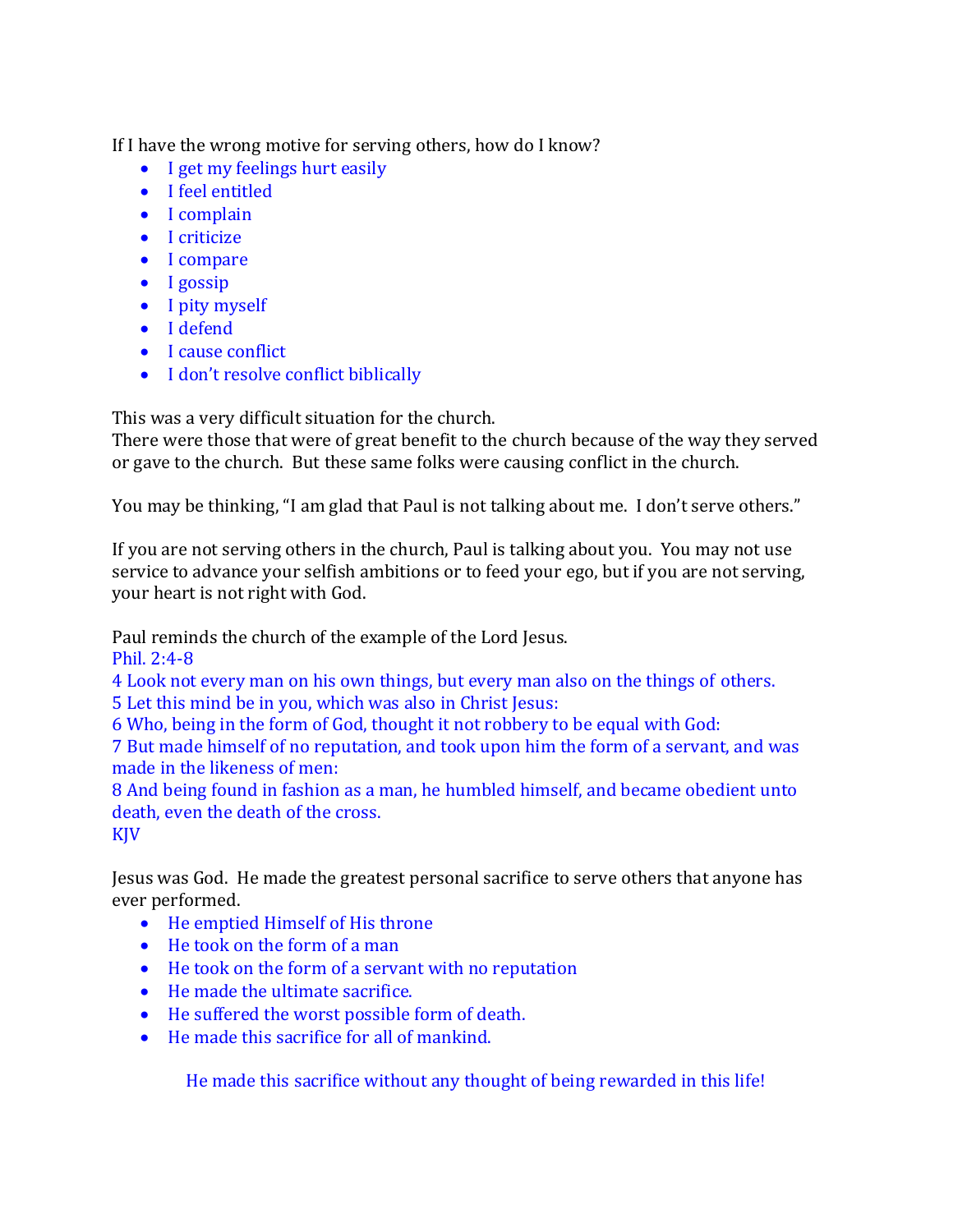If I have the wrong motive for serving others, how do I know?

- I get my feelings hurt easily
- I feel entitled
- I complain
- I criticize
- I compare
- I gossip
- I pity myself
- I defend
- I cause conflict
- I don't resolve conflict biblically

This was a very difficult situation for the church.
There were those that were of great benefit to the church because of the way they served or gave to the church. But these same folks were causing conflict in the church.

You may be thinking, "I am glad that Paul is not talking about me. I don't serve others."

If you are not serving others in the church, Paul is talking about you. You may not use service to advance your selfish ambitions or to feed your ego, but if you are not serving, your heart is not right with God.

Paul reminds the church of the example of the Lord Jesus.
Phil. 2:4-8
4 Look not every man on his own things, but every man also on the things of others.
5 Let this mind be in you, which was also in Christ Jesus:
6 Who, being in the form of God, thought it not robbery to be equal with God:
7 But made himself of no reputation, and took upon him the form of a servant, and was made in the likeness of men:
8 And being found in fashion as a man, he humbled himself, and became obedient unto death, even the death of the cross.
KJV

Jesus was God. He made the greatest personal sacrifice to serve others that anyone has ever performed.

- He emptied Himself of His throne
- He took on the form of a man
- He took on the form of a servant with no reputation
- He made the ultimate sacrifice.
- He suffered the worst possible form of death.
- He made this sacrifice for all of mankind.

He made this sacrifice without any thought of being rewarded in this life!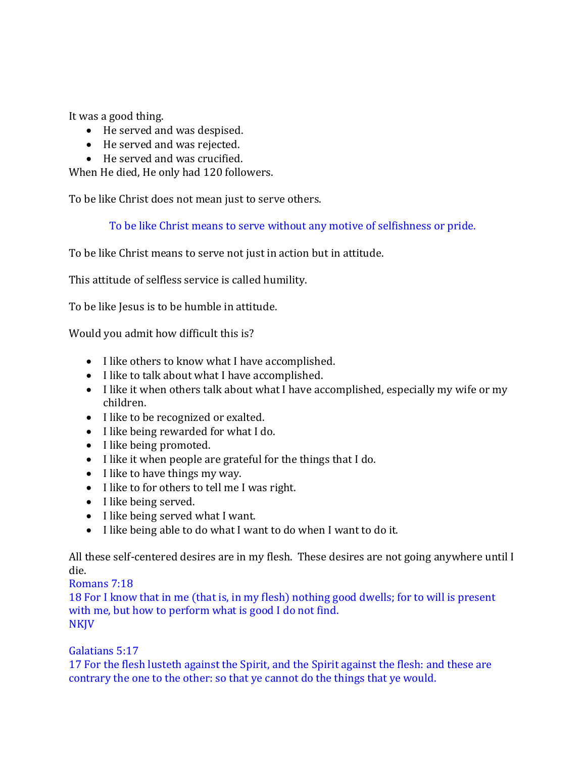It was a good thing.

- He served and was despised.
- He served and was rejected.
- He served and was crucified.

When He died, He only had 120 followers.

To be like Christ does not mean just to serve others.

> To be like Christ means to serve without any motive of selfishness or pride.

To be like Christ means to serve not just in action but in attitude.

This attitude of selfless service is called humility.

To be like Jesus is to be humble in attitude.

Would you admit how difficult this is?

- I like others to know what I have accomplished.
- I like to talk about what I have accomplished.
- I like it when others talk about what I have accomplished, especially my wife or my children.
- I like to be recognized or exalted.
- I like being rewarded for what I do.
- I like being promoted.
- I like it when people are grateful for the things that I do.
- I like to have things my way.
- I like to for others to tell me I was right.
- I like being served.
- I like being served what I want.
- I like being able to do what I want to do when I want to do it.

All these self-centered desires are in my flesh. These desires are not going anywhere until I die.

Romans 7:18
18 For I know that in me (that is, in my flesh) nothing good dwells; for to will is present with me, but how to perform what is good I do not find.
NKJV

Galatians 5:17
17 For the flesh lusteth against the Spirit, and the Spirit against the flesh: and these are contrary the one to the other: so that ye cannot do the things that ye would.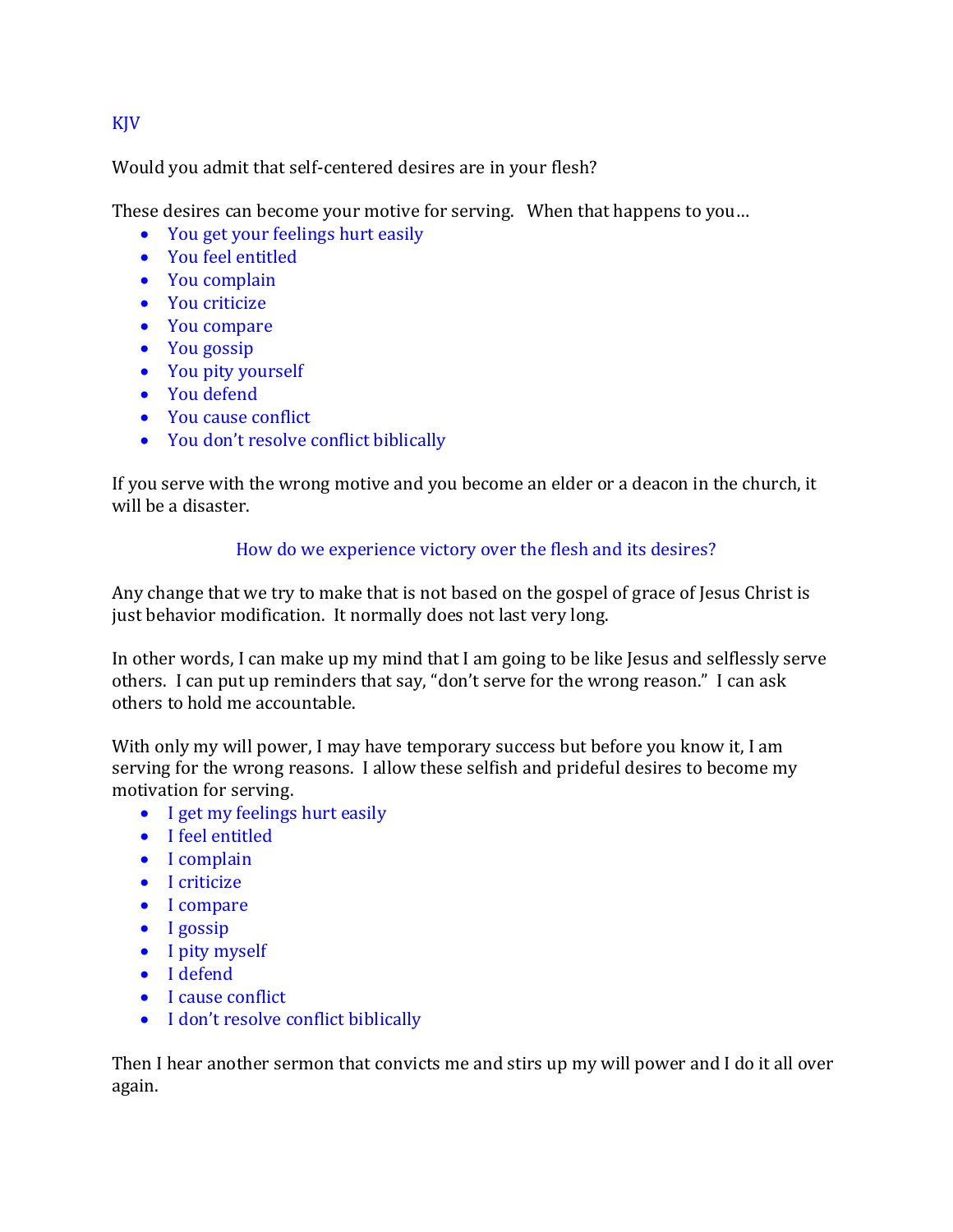KJV

Would you admit that self-centered desires are in your flesh?

These desires can become your motive for serving. When that happens to you…

- You get your feelings hurt easily
- You feel entitled
- You complain
- You criticize
- You compare
- You gossip
- You pity yourself
- You defend
- You cause conflict
- You don't resolve conflict biblically

If you serve with the wrong motive and you become an elder or a deacon in the church, it will be a disaster.

How do we experience victory over the flesh and its desires?

Any change that we try to make that is not based on the gospel of grace of Jesus Christ is just behavior modification. It normally does not last very long.

In other words, I can make up my mind that I am going to be like Jesus and selflessly serve others. I can put up reminders that say, "don't serve for the wrong reason." I can ask others to hold me accountable.

With only my will power, I may have temporary success but before you know it, I am serving for the wrong reasons. I allow these selfish and prideful desires to become my motivation for serving.

- I get my feelings hurt easily
- I feel entitled
- I complain
- I criticize
- I compare
- I gossip
- I pity myself
- I defend
- I cause conflict
- I don't resolve conflict biblically

Then I hear another sermon that convicts me and stirs up my will power and I do it all over again.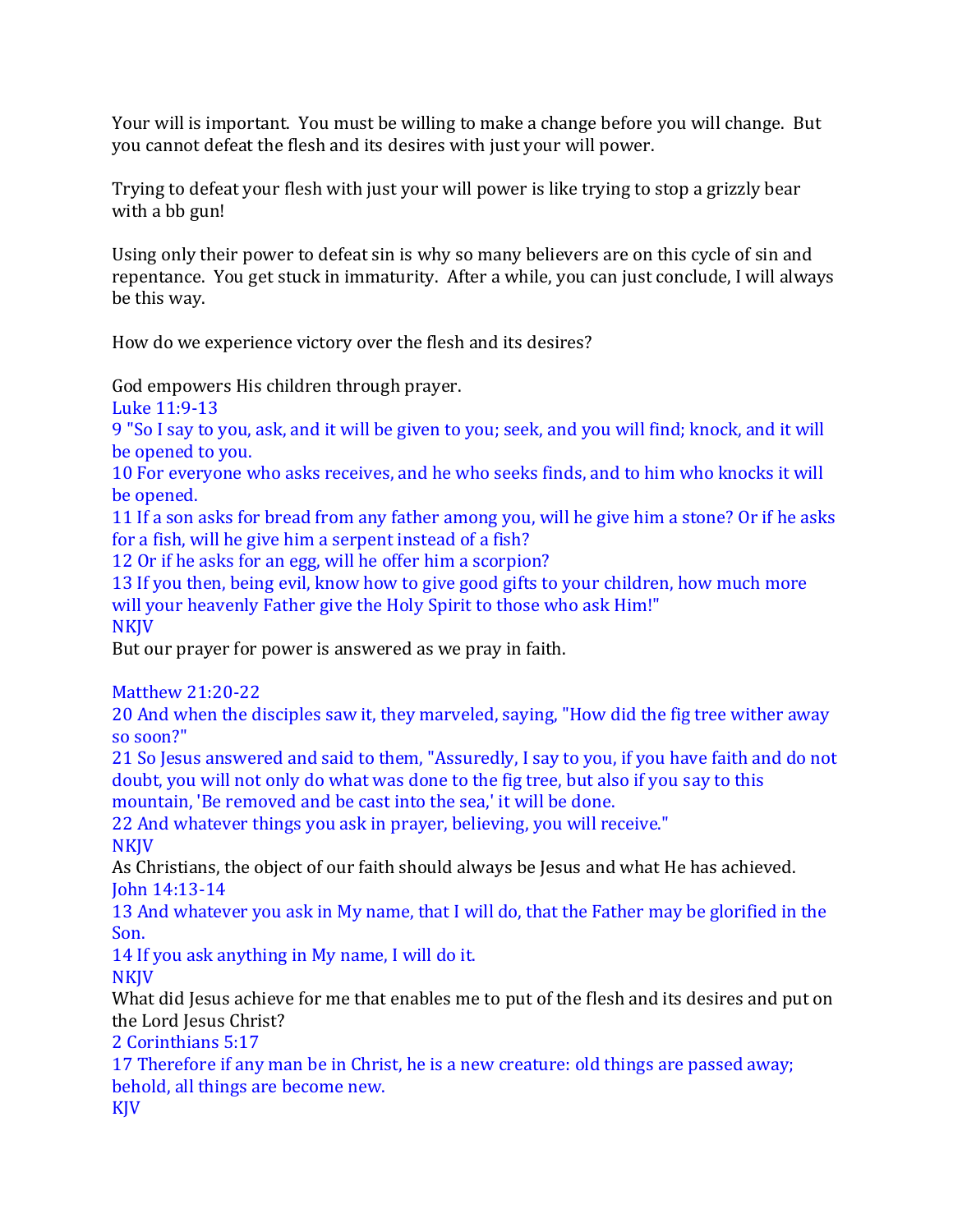Your will is important. You must be willing to make a change before you will change. But you cannot defeat the flesh and its desires with just your will power.

Trying to defeat your flesh with just your will power is like trying to stop a grizzly bear with a bb gun!

Using only their power to defeat sin is why so many believers are on this cycle of sin and repentance. You get stuck in immaturity. After a while, you can just conclude, I will always be this way.

How do we experience victory over the flesh and its desires?

God empowers His children through prayer.

Luke 11:9-13

9 "So I say to you, ask, and it will be given to you; seek, and you will find; knock, and it will be opened to you.

10 For everyone who asks receives, and he who seeks finds, and to him who knocks it will be opened.

11 If a son asks for bread from any father among you, will he give him a stone? Or if he asks for a fish, will he give him a serpent instead of a fish?

12 Or if he asks for an egg, will he offer him a scorpion?

13 If you then, being evil, know how to give good gifts to your children, how much more will your heavenly Father give the Holy Spirit to those who ask Him!"

NKJV

But our prayer for power is answered as we pray in faith.

Matthew 21:20-22

20 And when the disciples saw it, they marveled, saying, "How did the fig tree wither away so soon?"

21 So Jesus answered and said to them, "Assuredly, I say to you, if you have faith and do not doubt, you will not only do what was done to the fig tree, but also if you say to this mountain, 'Be removed and be cast into the sea,' it will be done.

22 And whatever things you ask in prayer, believing, you will receive."

NKJV

As Christians, the object of our faith should always be Jesus and what He has achieved.

John 14:13-14

13 And whatever you ask in My name, that I will do, that the Father may be glorified in the Son.

14 If you ask anything in My name, I will do it.

NKJV

What did Jesus achieve for me that enables me to put of the flesh and its desires and put on the Lord Jesus Christ?

2 Corinthians 5:17

17 Therefore if any man be in Christ, he is a new creature: old things are passed away; behold, all things are become new.

KJV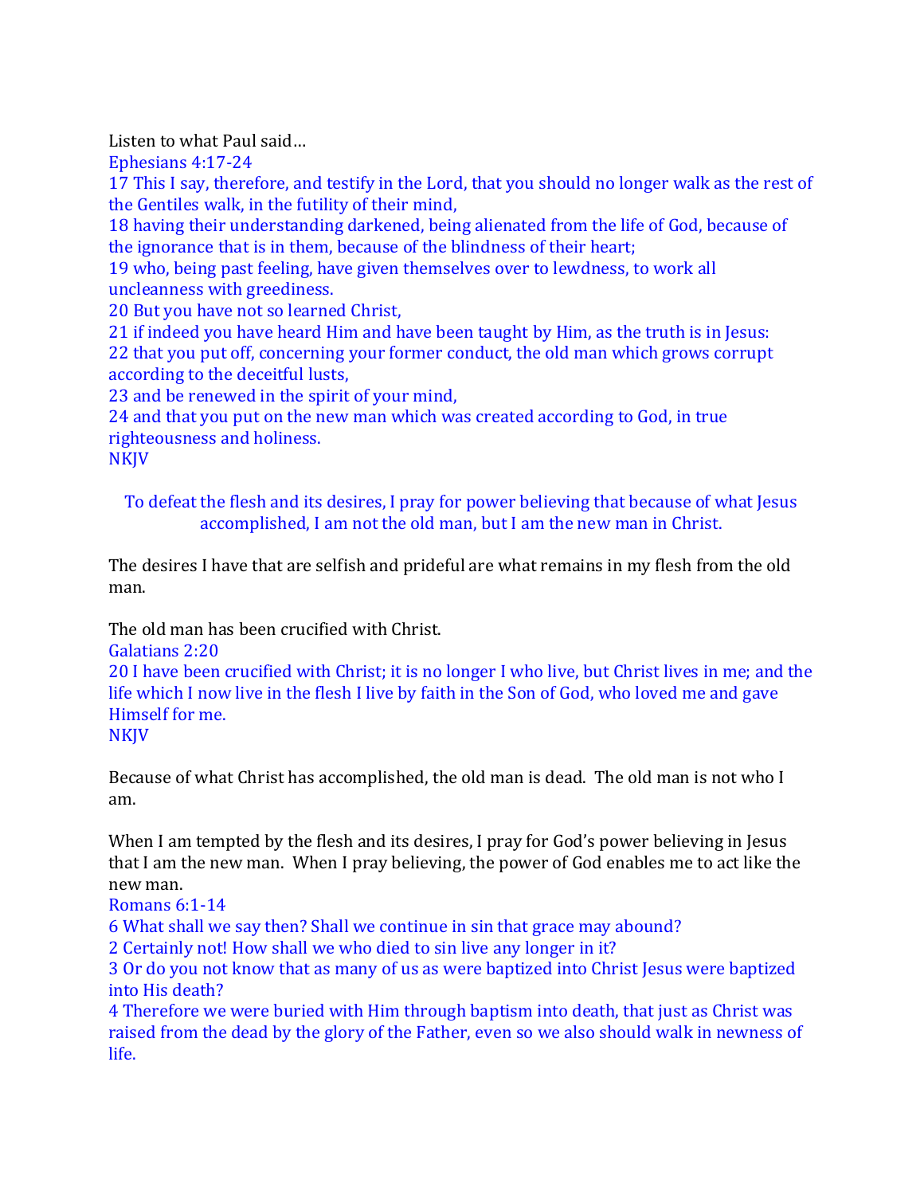Listen to what Paul said…

Ephesians 4:17-24

17 This I say, therefore, and testify in the Lord, that you should no longer walk as the rest of the Gentiles walk, in the futility of their mind,

18 having their understanding darkened, being alienated from the life of God, because of the ignorance that is in them, because of the blindness of their heart;

19 who, being past feeling, have given themselves over to lewdness, to work all uncleanness with greediness.

20 But you have not so learned Christ,

21 if indeed you have heard Him and have been taught by Him, as the truth is in Jesus:

22 that you put off, concerning your former conduct, the old man which grows corrupt according to the deceitful lusts,

23 and be renewed in the spirit of your mind,

24 and that you put on the new man which was created according to God, in true righteousness and holiness.

NKJV

To defeat the flesh and its desires, I pray for power believing that because of what Jesus accomplished, I am not the old man, but I am the new man in Christ.

The desires I have that are selfish and prideful are what remains in my flesh from the old man.

The old man has been crucified with Christ.

Galatians 2:20

20 I have been crucified with Christ; it is no longer I who live, but Christ lives in me; and the life which I now live in the flesh I live by faith in the Son of God, who loved me and gave Himself for me.

NKJV

Because of what Christ has accomplished, the old man is dead. The old man is not who I am.

When I am tempted by the flesh and its desires, I pray for God's power believing in Jesus that I am the new man. When I pray believing, the power of God enables me to act like the new man.

Romans 6:1-14

6 What shall we say then? Shall we continue in sin that grace may abound?

2 Certainly not! How shall we who died to sin live any longer in it?

3 Or do you not know that as many of us as were baptized into Christ Jesus were baptized into His death?

4 Therefore we were buried with Him through baptism into death, that just as Christ was raised from the dead by the glory of the Father, even so we also should walk in newness of life.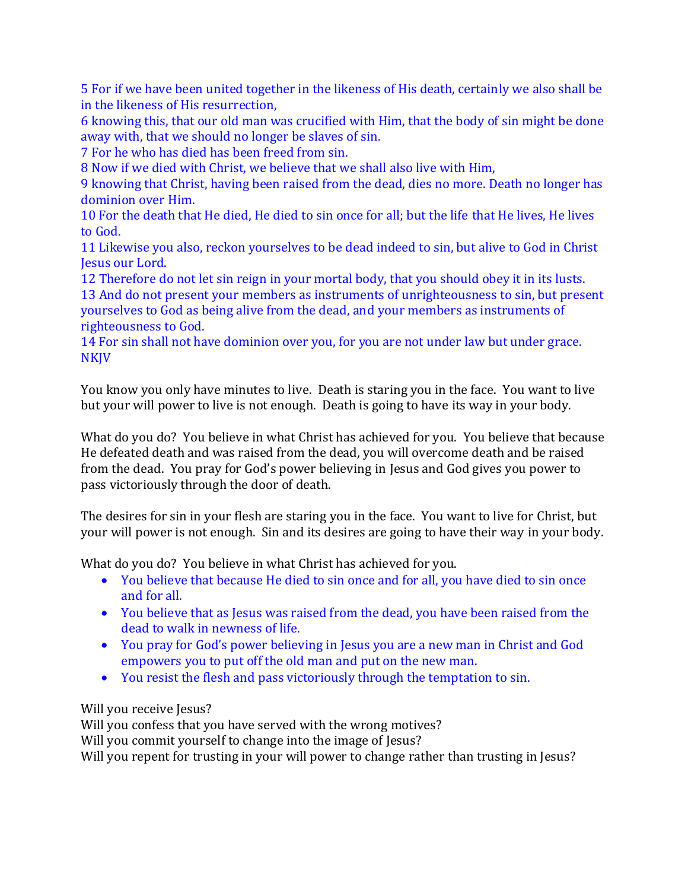5 For if we have been united together in the likeness of His death, certainly we also shall be in the likeness of His resurrection,
6 knowing this, that our old man was crucified with Him, that the body of sin might be done away with, that we should no longer be slaves of sin.
7 For he who has died has been freed from sin.
8 Now if we died with Christ, we believe that we shall also live with Him,
9 knowing that Christ, having been raised from the dead, dies no more. Death no longer has dominion over Him.
10 For the death that He died, He died to sin once for all; but the life that He lives, He lives to God.
11 Likewise you also, reckon yourselves to be dead indeed to sin, but alive to God in Christ Jesus our Lord.
12 Therefore do not let sin reign in your mortal body, that you should obey it in its lusts.
13 And do not present your members as instruments of unrighteousness to sin, but present yourselves to God as being alive from the dead, and your members as instruments of righteousness to God.
14 For sin shall not have dominion over you, for you are not under law but under grace.
NKJV

You know you only have minutes to live. Death is staring you in the face. You want to live but your will power to live is not enough. Death is going to have its way in your body.

What do you do? You believe in what Christ has achieved for you. You believe that because He defeated death and was raised from the dead, you will overcome death and be raised from the dead. You pray for God's power believing in Jesus and God gives you power to pass victoriously through the door of death.

The desires for sin in your flesh are staring you in the face. You want to live for Christ, but your will power is not enough. Sin and its desires are going to have their way in your body.

What do you do? You believe in what Christ has achieved for you.

- You believe that because He died to sin once and for all, you have died to sin once and for all.
- You believe that as Jesus was raised from the dead, you have been raised from the dead to walk in newness of life.
- You pray for God's power believing in Jesus you are a new man in Christ and God empowers you to put off the old man and put on the new man.
- You resist the flesh and pass victoriously through the temptation to sin.

Will you receive Jesus?
Will you confess that you have served with the wrong motives?
Will you commit yourself to change into the image of Jesus?
Will you repent for trusting in your will power to change rather than trusting in Jesus?